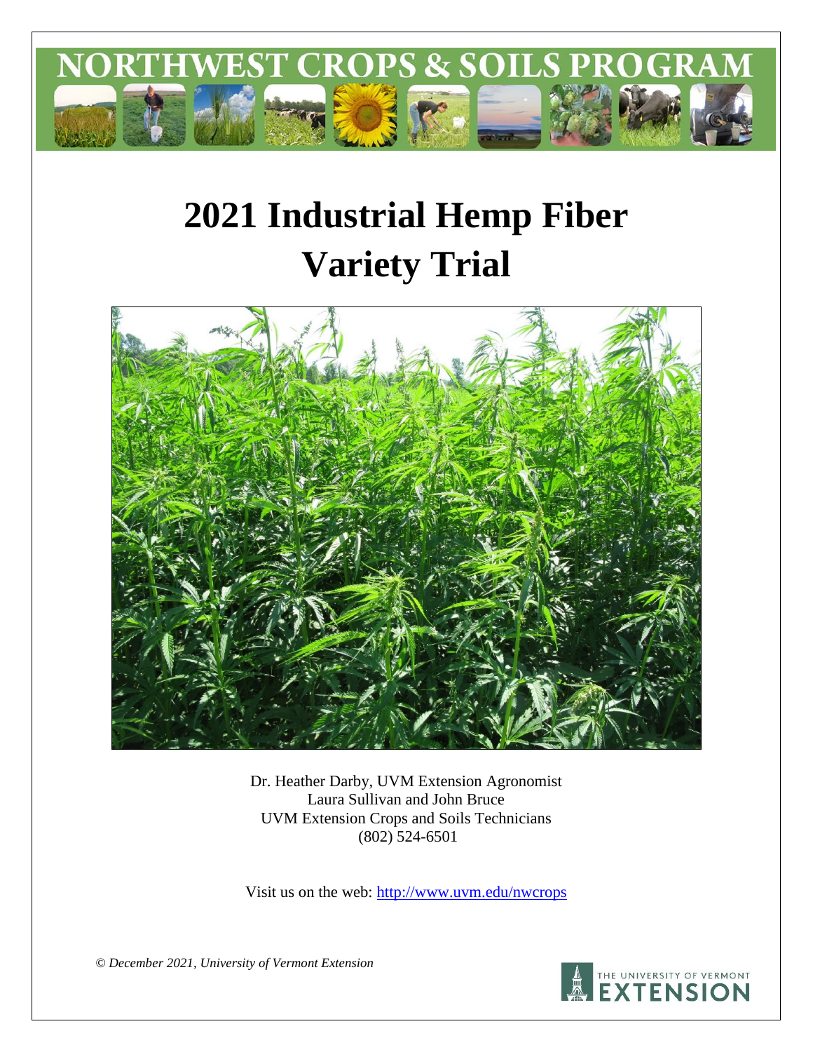# NORTHWEST CROPS & SOILS PROGRAM

# 2021 Industrial Hemp Fiber Variety Trial

Dr. Heather Darby, UVM Extension Agronomist
Laura Sullivan and John Bruce
UVM Extension Crops and Soils Technicians
(802) 524-6501

Visit us on the web: http://www.uvm.edu/nwcrops

*© December 2021, University of Vermont Extension*

THE UNIVERSITY OF VERMONT EXTENSION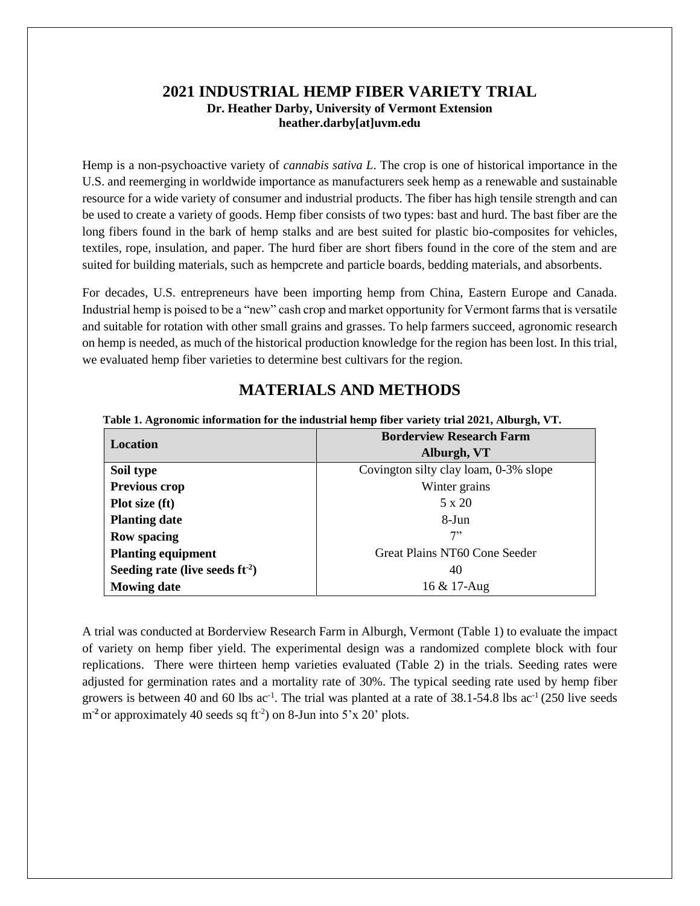# 2021 INDUSTRIAL HEMP FIBER VARIETY TRIAL

**Dr. Heather Darby, University of Vermont Extension**
**heather.darby[at]uvm.edu**

Hemp is a non-psychoactive variety of *cannabis sativa L*. The crop is one of historical importance in the U.S. and reemerging in worldwide importance as manufacturers seek hemp as a renewable and sustainable resource for a wide variety of consumer and industrial products. The fiber has high tensile strength and can be used to create a variety of goods. Hemp fiber consists of two types: bast and hurd. The bast fiber are the long fibers found in the bark of hemp stalks and are best suited for plastic bio-composites for vehicles, textiles, rope, insulation, and paper. The hurd fiber are short fibers found in the core of the stem and are suited for building materials, such as hempcrete and particle boards, bedding materials, and absorbents.

For decades, U.S. entrepreneurs have been importing hemp from China, Eastern Europe and Canada. Industrial hemp is poised to be a "new" cash crop and market opportunity for Vermont farms that is versatile and suitable for rotation with other small grains and grasses. To help farmers succeed, agronomic research on hemp is needed, as much of the historical production knowledge for the region has been lost. In this trial, we evaluated hemp fiber varieties to determine best cultivars for the region.

## MATERIALS AND METHODS

**Table 1. Agronomic information for the industrial hemp fiber variety trial 2021, Alburgh, VT.**

| Location | Borderview Research Farm Alburgh, VT |
|---|---|
| **Soil type** | Covington silty clay loam, 0-3% slope |
| **Previous crop** | Winter grains |
| **Plot size (ft)** | 5 x 20 |
| **Planting date** | 8-Jun |
| **Row spacing** | 7" |
| **Planting equipment** | Great Plains NT60 Cone Seeder |
| **Seeding rate (live seeds $ft^{-2}$)** | 40 |
| **Mowing date** | 16 & 17-Aug |

A trial was conducted at Borderview Research Farm in Alburgh, Vermont (Table 1) to evaluate the impact of variety on hemp fiber yield. The experimental design was a randomized complete block with four replications. There were thirteen hemp varieties evaluated (Table 2) in the trials. Seeding rates were adjusted for germination rates and a mortality rate of 30%. The typical seeding rate used by hemp fiber growers is between 40 and 60 lbs $ac^{-1}$. The trial was planted at a rate of 38.1-54.8 lbs $ac^{-1}$ (250 live seeds $m^{-2}$ or approximately 40 seeds sq $ft^{-2}$) on 8-Jun into 5'x 20' plots.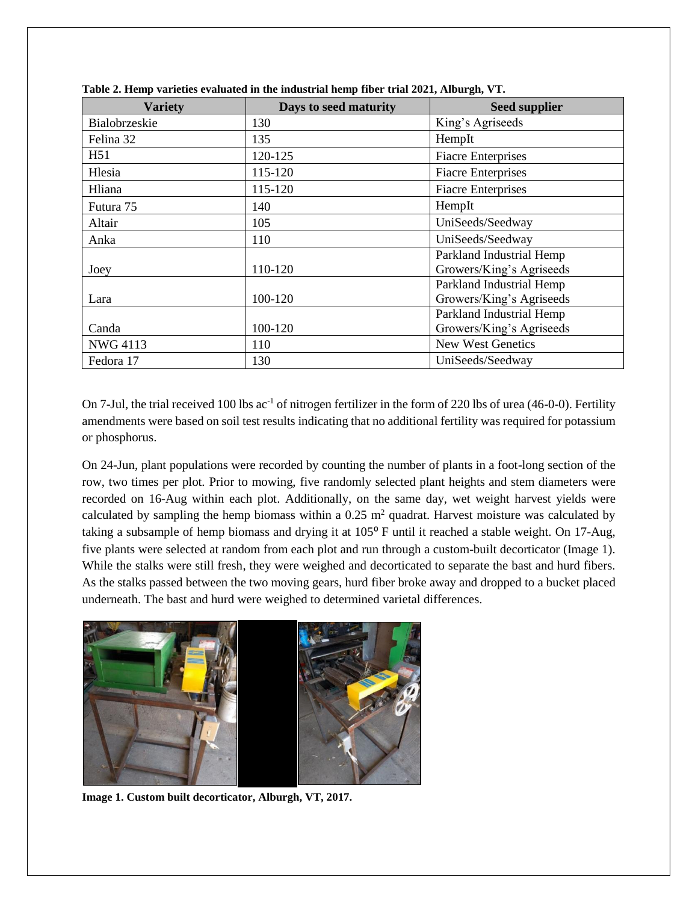**Table 2. Hemp varieties evaluated in the industrial hemp fiber trial 2021, Alburgh, VT.**

| Variety | Days to seed maturity | Seed supplier |
|---|---|---|
| Bialobrzeskie | 130 | King's Agriseeds |
| Felina 32 | 135 | HempIt |
| H51 | 120-125 | Fiacre Enterprises |
| Hlesia | 115-120 | Fiacre Enterprises |
| Hliana | 115-120 | Fiacre Enterprises |
| Futura 75 | 140 | HempIt |
| Altair | 105 | UniSeeds/Seedway |
| Anka | 110 | UniSeeds/Seedway |
| Joey | 110-120 | Parkland Industrial Hemp Growers/King's Agriseeds |
| Lara | 100-120 | Parkland Industrial Hemp Growers/King's Agriseeds |
| Canda | 100-120 | Parkland Industrial Hemp Growers/King's Agriseeds |
| NWG 4113 | 110 | New West Genetics |
| Fedora 17 | 130 | UniSeeds/Seedway |

On 7-Jul, the trial received 100 lbs ac$^{-1}$ of nitrogen fertilizer in the form of 220 lbs of urea (46-0-0). Fertility amendments were based on soil test results indicating that no additional fertility was required for potassium or phosphorus.

On 24-Jun, plant populations were recorded by counting the number of plants in a foot-long section of the row, two times per plot. Prior to mowing, five randomly selected plant heights and stem diameters were recorded on 16-Aug within each plot. Additionally, on the same day, wet weight harvest yields were calculated by sampling the hemp biomass within a 0.25 m$^2$ quadrat. Harvest moisture was calculated by taking a subsample of hemp biomass and drying it at 105° F until it reached a stable weight. On 17-Aug, five plants were selected at random from each plot and run through a custom-built decorticator (Image 1). While the stalks were still fresh, they were weighed and decorticated to separate the bast and hurd fibers. As the stalks passed between the two moving gears, hurd fiber broke away and dropped to a bucket placed underneath. The bast and hurd were weighed to determined varietal differences.

**Image 1. Custom built decorticator, Alburgh, VT, 2017.**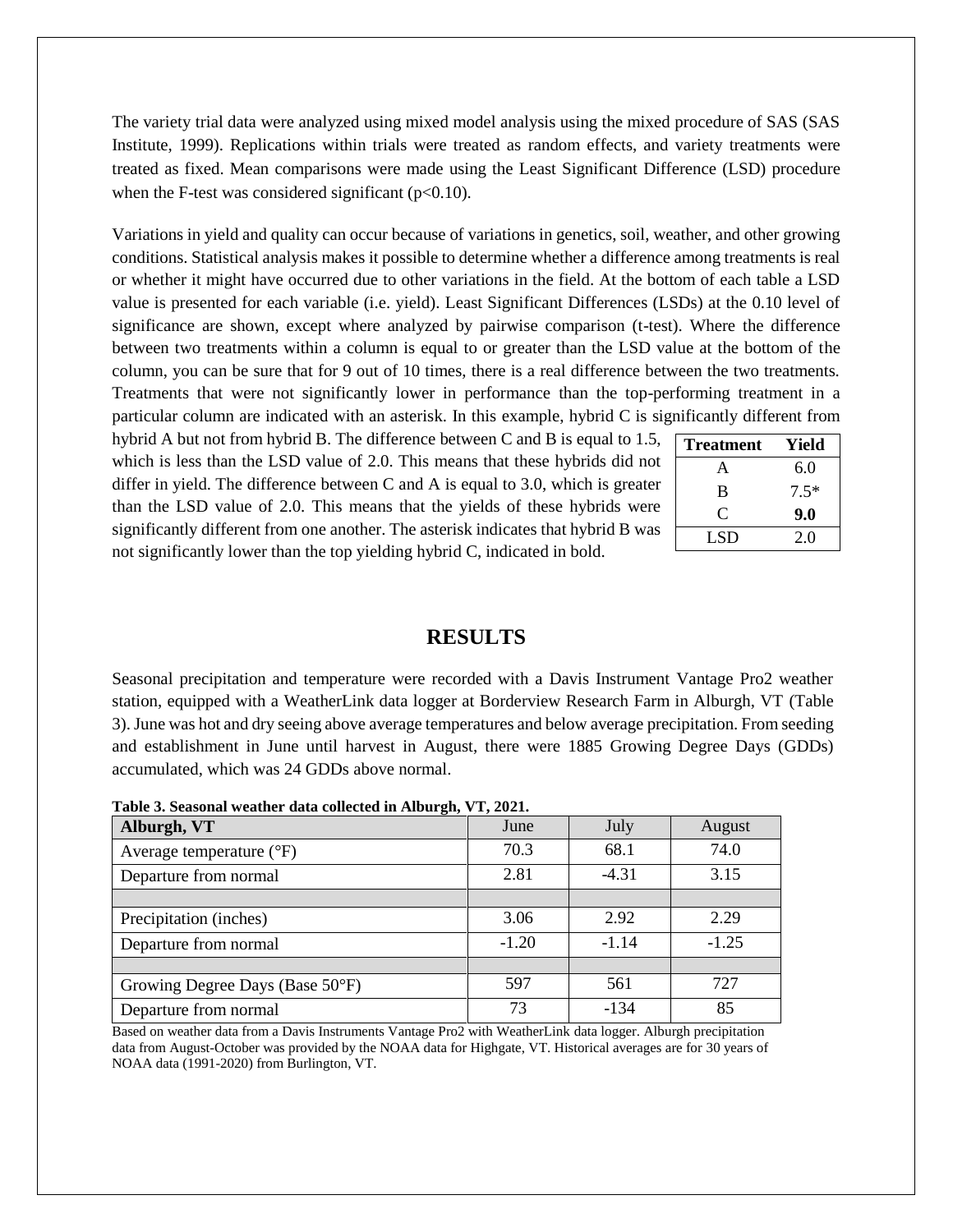The variety trial data were analyzed using mixed model analysis using the mixed procedure of SAS (SAS Institute, 1999). Replications within trials were treated as random effects, and variety treatments were treated as fixed. Mean comparisons were made using the Least Significant Difference (LSD) procedure when the F-test was considered significant ($p<0.10$).

Variations in yield and quality can occur because of variations in genetics, soil, weather, and other growing conditions. Statistical analysis makes it possible to determine whether a difference among treatments is real or whether it might have occurred due to other variations in the field. At the bottom of each table a LSD value is presented for each variable (i.e. yield). Least Significant Differences (LSDs) at the 0.10 level of significance are shown, except where analyzed by pairwise comparison (t-test). Where the difference between two treatments within a column is equal to or greater than the LSD value at the bottom of the column, you can be sure that for 9 out of 10 times, there is a real difference between the two treatments. Treatments that were not significantly lower in performance than the top-performing treatment in a particular column are indicated with an asterisk. In this example, hybrid C is significantly different from hybrid A but not from hybrid B. The difference between C and B is equal to 1.5, which is less than the LSD value of 2.0. This means that these hybrids did not differ in yield. The difference between C and A is equal to 3.0, which is greater than the LSD value of 2.0. This means that the yields of these hybrids were significantly different from one another. The asterisk indicates that hybrid B was not significantly lower than the top yielding hybrid C, indicated in bold.

| Treatment | Yield |
|---|---|
| A | 6.0 |
| B | 7.5* |
| C | **9.0** |
| LSD | 2.0 |

## RESULTS

Seasonal precipitation and temperature were recorded with a Davis Instrument Vantage Pro2 weather station, equipped with a WeatherLink data logger at Borderview Research Farm in Alburgh, VT (Table 3). June was hot and dry seeing above average temperatures and below average precipitation. From seeding and establishment in June until harvest in August, there were 1885 Growing Degree Days (GDDs) accumulated, which was 24 GDDs above normal.

**Table 3. Seasonal weather data collected in Alburgh, VT, 2021.**

| Alburgh, VT | June | July | August |
|---|---|---|---|
| Average temperature (°F) | 70.3 | 68.1 | 74.0 |
| Departure from normal | 2.81 | -4.31 | 3.15 |
| | | | |
| Precipitation (inches) | 3.06 | 2.92 | 2.29 |
| Departure from normal | -1.20 | -1.14 | -1.25 |
| | | | |
| Growing Degree Days (Base 50°F) | 597 | 561 | 727 |
| Departure from normal | 73 | -134 | 85 |

Based on weather data from a Davis Instruments Vantage Pro2 with WeatherLink data logger. Alburgh precipitation data from August-October was provided by the NOAA data for Highgate, VT. Historical averages are for 30 years of NOAA data (1991-2020) from Burlington, VT.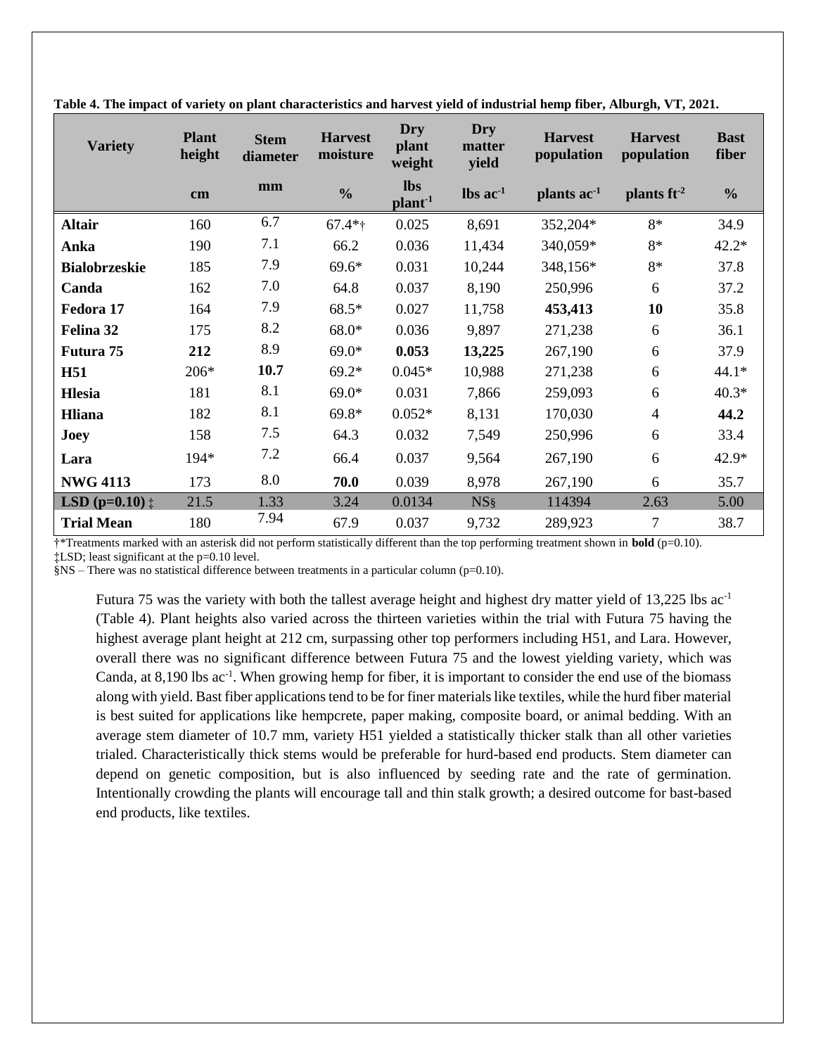**Table 4. The impact of variety on plant characteristics and harvest yield of industrial hemp fiber, Alburgh, VT, 2021.**

| Variety | Plant height | Stem diameter | Harvest moisture | Dry plant weight | Dry matter yield | Harvest population | Harvest population | Bast fiber |
|---|---|---|---|---|---|---|---|---|
| | cm | mm | % | lbs plant$^{-1}$ | lbs ac$^{-1}$ | plants ac$^{-1}$ | plants ft$^{-2}$ | % |
| **Altair** | 160 | 6.7 | 67.4*† | 0.025 | 8,691 | 352,204* | 8* | 34.9 |
| **Anka** | 190 | 7.1 | 66.2 | 0.036 | 11,434 | 340,059* | 8* | 42.2* |
| **Bialobrzeskie** | 185 | 7.9 | 69.6* | 0.031 | 10,244 | 348,156* | 8* | 37.8 |
| **Canda** | 162 | 7.0 | 64.8 | 0.037 | 8,190 | 250,996 | 6 | 37.2 |
| **Fedora 17** | 164 | 7.9 | 68.5* | 0.027 | 11,758 | **453,413** | **10** | 35.8 |
| **Felina 32** | 175 | 8.2 | 68.0* | 0.036 | 9,897 | 271,238 | 6 | 36.1 |
| **Futura 75** | **212** | 8.9 | 69.0* | **0.053** | **13,225** | 267,190 | 6 | 37.9 |
| **H51** | 206* | **10.7** | 69.2* | 0.045* | 10,988 | 271,238 | 6 | 44.1* |
| **Hlesia** | 181 | 8.1 | 69.0* | 0.031 | 7,866 | 259,093 | 6 | 40.3* |
| **Hliana** | 182 | 8.1 | 69.8* | 0.052* | 8,131 | 170,030 | 4 | **44.2** |
| **Joey** | 158 | 7.5 | 64.3 | 0.032 | 7,549 | 250,996 | 6 | 33.4 |
| **Lara** | 194* | 7.2 | 66.4 | 0.037 | 9,564 | 267,190 | 6 | 42.9* |
| **NWG 4113** | 173 | 8.0 | **70.0** | 0.039 | 8,978 | 267,190 | 6 | 35.7 |
| **LSD (p=0.10)** ‡ | 21.5 | 1.33 | 3.24 | 0.0134 | NS§ | 114394 | 2.63 | 5.00 |
| **Trial Mean** | 180 | 7.94 | 67.9 | 0.037 | 9,732 | 289,923 | 7 | 38.7 |

†*Treatments marked with an asterisk did not perform statistically different than the top performing treatment shown in **bold** (p=0.10).
‡LSD; least significant at the p=0.10 level.
§NS – There was no statistical difference between treatments in a particular column (p=0.10).

Futura 75 was the variety with both the tallest average height and highest dry matter yield of 13,225 lbs ac$^{-1}$ (Table 4). Plant heights also varied across the thirteen varieties within the trial with Futura 75 having the highest average plant height at 212 cm, surpassing other top performers including H51, and Lara. However, overall there was no significant difference between Futura 75 and the lowest yielding variety, which was Canda, at 8,190 lbs ac$^{-1}$. When growing hemp for fiber, it is important to consider the end use of the biomass along with yield. Bast fiber applications tend to be for finer materials like textiles, while the hurd fiber material is best suited for applications like hempcrete, paper making, composite board, or animal bedding. With an average stem diameter of 10.7 mm, variety H51 yielded a statistically thicker stalk than all other varieties trialed. Characteristically thick stems would be preferable for hurd-based end products. Stem diameter can depend on genetic composition, but is also influenced by seeding rate and the rate of germination. Intentionally crowding the plants will encourage tall and thin stalk growth; a desired outcome for bast-based end products, like textiles.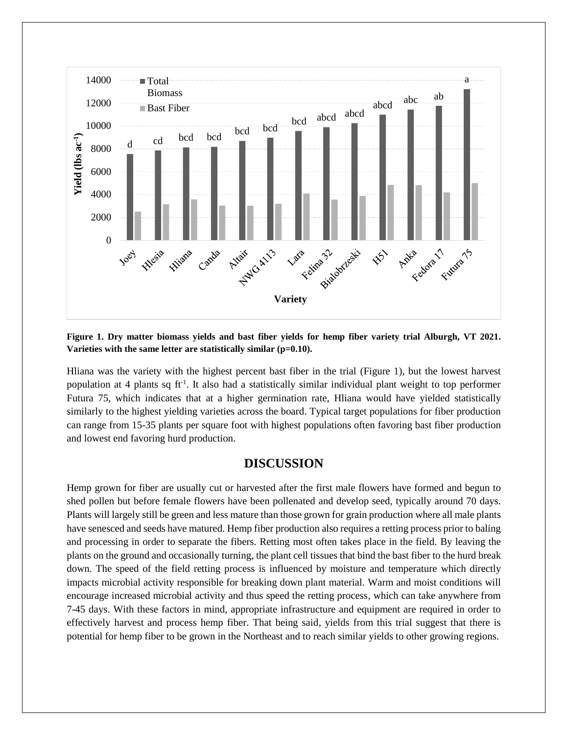**Figure 1. Dry matter biomass yields and bast fiber yields for hemp fiber variety trial Alburgh, VT 2021. Varieties with the same letter are statistically similar (p=0.10).**

Hliana was the variety with the highest percent bast fiber in the trial (Figure 1), but the lowest harvest population at 4 plants sq $ft^{-1}$. It also had a statistically similar individual plant weight to top performer Futura 75, which indicates that at a higher germination rate, Hliana would have yielded statistically similarly to the highest yielding varieties across the board. Typical target populations for fiber production can range from 15-35 plants per square foot with highest populations often favoring bast fiber production and lowest end favoring hurd production.

## DISCUSSION

Hemp grown for fiber are usually cut or harvested after the first male flowers have formed and begun to shed pollen but before female flowers have been pollenated and develop seed, typically around 70 days. Plants will largely still be green and less mature than those grown for grain production where all male plants have senesced and seeds have matured. Hemp fiber production also requires a retting process prior to baling and processing in order to separate the fibers. Retting most often takes place in the field. By leaving the plants on the ground and occasionally turning, the plant cell tissues that bind the bast fiber to the hurd break down. The speed of the field retting process is influenced by moisture and temperature which directly impacts microbial activity responsible for breaking down plant material. Warm and moist conditions will encourage increased microbial activity and thus speed the retting process, which can take anywhere from 7-45 days. With these factors in mind, appropriate infrastructure and equipment are required in order to effectively harvest and process hemp fiber. That being said, yields from this trial suggest that there is potential for hemp fiber to be grown in the Northeast and to reach similar yields to other growing regions.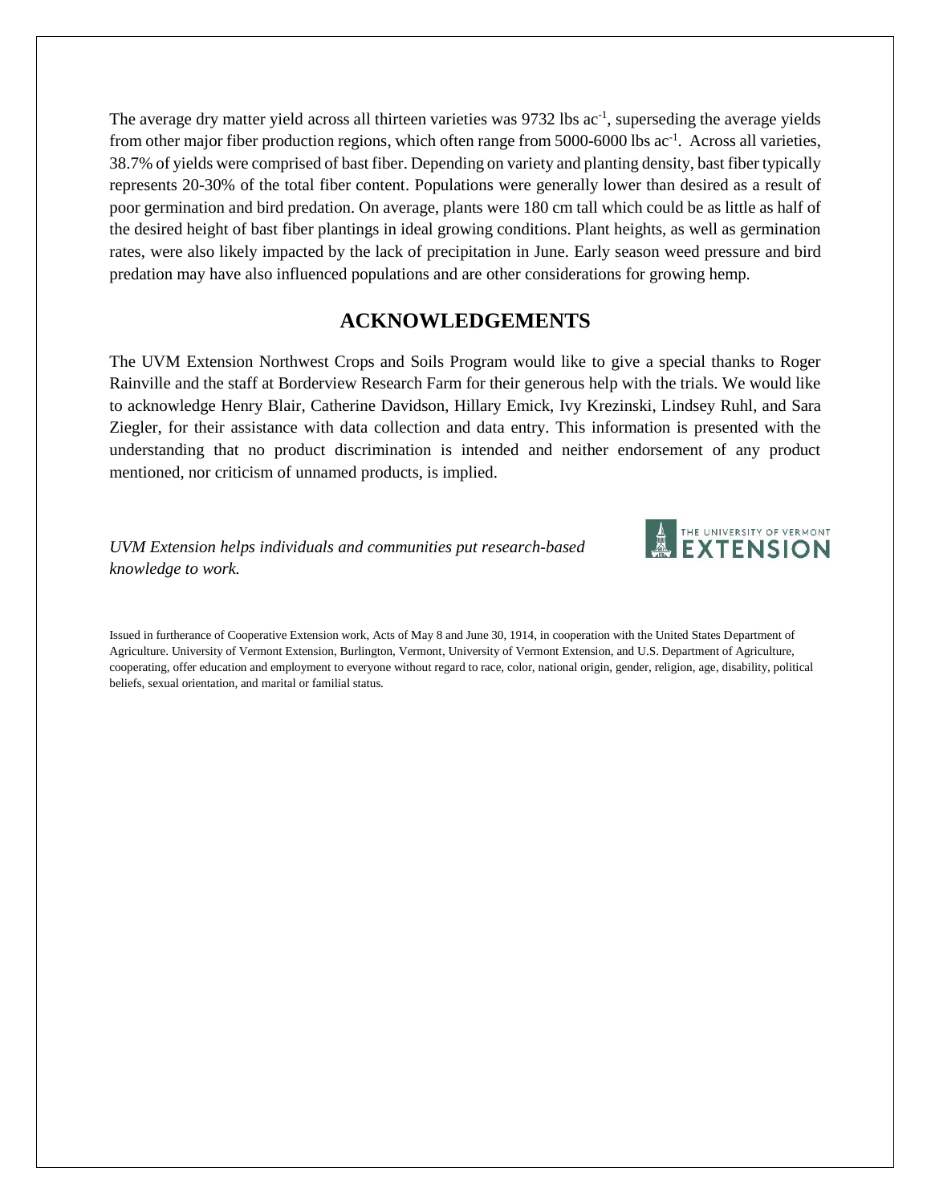The average dry matter yield across all thirteen varieties was 9732 lbs $ac^{-1}$, superseding the average yields from other major fiber production regions, which often range from 5000-6000 lbs $ac^{-1}$. Across all varieties, 38.7% of yields were comprised of bast fiber. Depending on variety and planting density, bast fiber typically represents 20-30% of the total fiber content. Populations were generally lower than desired as a result of poor germination and bird predation. On average, plants were 180 cm tall which could be as little as half of the desired height of bast fiber plantings in ideal growing conditions. Plant heights, as well as germination rates, were also likely impacted by the lack of precipitation in June. Early season weed pressure and bird predation may have also influenced populations and are other considerations for growing hemp.

## ACKNOWLEDGEMENTS

The UVM Extension Northwest Crops and Soils Program would like to give a special thanks to Roger Rainville and the staff at Borderview Research Farm for their generous help with the trials. We would like to acknowledge Henry Blair, Catherine Davidson, Hillary Emick, Ivy Krezinski, Lindsey Ruhl, and Sara Ziegler, for their assistance with data collection and data entry. This information is presented with the understanding that no product discrimination is intended and neither endorsement of any product mentioned, nor criticism of unnamed products, is implied.

*UVM Extension helps individuals and communities put research-based knowledge to work.*

THE UNIVERSITY OF VERMONT EXTENSION

Issued in furtherance of Cooperative Extension work, Acts of May 8 and June 30, 1914, in cooperation with the United States Department of Agriculture. University of Vermont Extension, Burlington, Vermont, University of Vermont Extension, and U.S. Department of Agriculture, cooperating, offer education and employment to everyone without regard to race, color, national origin, gender, religion, age, disability, political beliefs, sexual orientation, and marital or familial status.